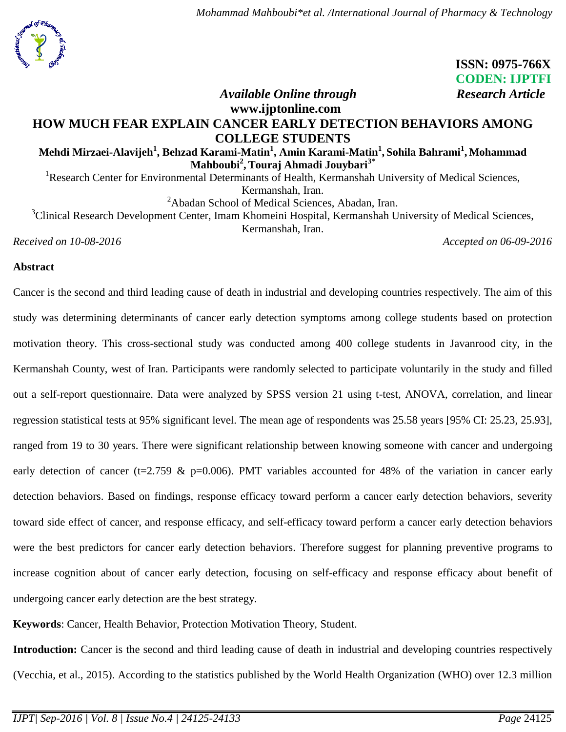ISSN: 0975-766X
CODEN: IJPTFI

*Available Online through* *Research Article*
**www.ijptonline.com**

# HOW MUCH FEAR EXPLAIN CANCER EARLY DETECTION BEHAVIORS AMONG COLLEGE STUDENTS

**Mehdi Mirzaei-Alavijeh[1], Behzad Karami-Matin[1], Amin Karami-Matin[1], Sohila Bahrami[1], Mohammad Mahboubi[2], Touraj Ahmadi Jouybari[3*]**

[1]Research Center for Environmental Determinants of Health, Kermanshah University of Medical Sciences, Kermanshah, Iran.
[2]Abadan School of Medical Sciences, Abadan, Iran.
[3]Clinical Research Development Center, Imam Khomeini Hospital, Kermanshah University of Medical Sciences, Kermanshah, Iran.

*Received on 10-08-2016* *Accepted on 06-09-2016*

## Abstract

Cancer is the second and third leading cause of death in industrial and developing countries respectively. The aim of this study was determining determinants of cancer early detection symptoms among college students based on protection motivation theory. This cross-sectional study was conducted among 400 college students in Javanrood city, in the Kermanshah County, west of Iran. Participants were randomly selected to participate voluntarily in the study and filled out a self-report questionnaire. Data were analyzed by SPSS version 21 using t-test, ANOVA, correlation, and linear regression statistical tests at 95% significant level. The mean age of respondents was 25.58 years [95% CI: 25.23, 25.93], ranged from 19 to 30 years. There were significant relationship between knowing someone with cancer and undergoing early detection of cancer (t=2.759 & p=0.006). PMT variables accounted for 48% of the variation in cancer early detection behaviors. Based on findings, response efficacy toward perform a cancer early detection behaviors, severity toward side effect of cancer, and response efficacy, and self-efficacy toward perform a cancer early detection behaviors were the best predictors for cancer early detection behaviors. Therefore suggest for planning preventive programs to increase cognition about of cancer early detection, focusing on self-efficacy and response efficacy about benefit of undergoing cancer early detection are the best strategy.

**Keywords**: Cancer, Health Behavior, Protection Motivation Theory, Student.

**Introduction:** Cancer is the second and third leading cause of death in industrial and developing countries respectively (Vecchia, et al., 2015). According to the statistics published by the World Health Organization (WHO) over 12.3 million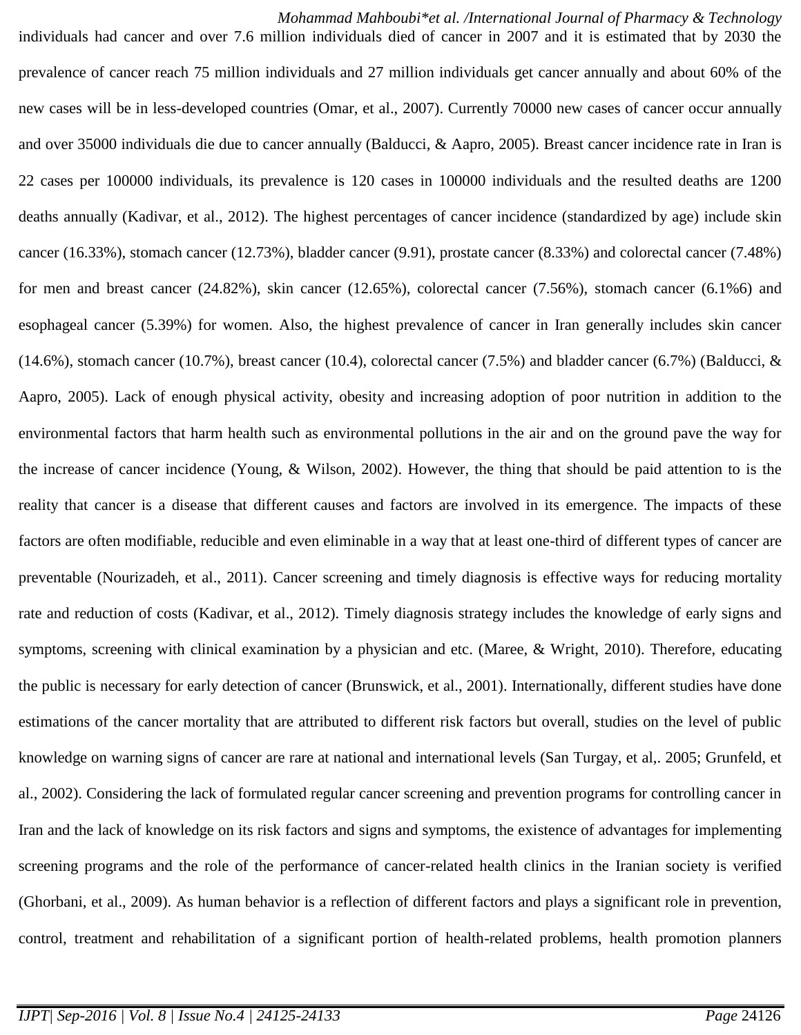individuals had cancer and over 7.6 million individuals died of cancer in 2007 and it is estimated that by 2030 the prevalence of cancer reach 75 million individuals and 27 million individuals get cancer annually and about 60% of the new cases will be in less-developed countries (Omar, et al., 2007). Currently 70000 new cases of cancer occur annually and over 35000 individuals die due to cancer annually (Balducci, & Aapro, 2005). Breast cancer incidence rate in Iran is 22 cases per 100000 individuals, its prevalence is 120 cases in 100000 individuals and the resulted deaths are 1200 deaths annually (Kadivar, et al., 2012). The highest percentages of cancer incidence (standardized by age) include skin cancer (16.33%), stomach cancer (12.73%), bladder cancer (9.91), prostate cancer (8.33%) and colorectal cancer (7.48%) for men and breast cancer (24.82%), skin cancer (12.65%), colorectal cancer (7.56%), stomach cancer (6.1%6) and esophageal cancer (5.39%) for women. Also, the highest prevalence of cancer in Iran generally includes skin cancer (14.6%), stomach cancer (10.7%), breast cancer (10.4), colorectal cancer (7.5%) and bladder cancer (6.7%) (Balducci, & Aapro, 2005). Lack of enough physical activity, obesity and increasing adoption of poor nutrition in addition to the environmental factors that harm health such as environmental pollutions in the air and on the ground pave the way for the increase of cancer incidence (Young, & Wilson, 2002). However, the thing that should be paid attention to is the reality that cancer is a disease that different causes and factors are involved in its emergence. The impacts of these factors are often modifiable, reducible and even eliminable in a way that at least one-third of different types of cancer are preventable (Nourizadeh, et al., 2011). Cancer screening and timely diagnosis is effective ways for reducing mortality rate and reduction of costs (Kadivar, et al., 2012). Timely diagnosis strategy includes the knowledge of early signs and symptoms, screening with clinical examination by a physician and etc. (Maree, & Wright, 2010). Therefore, educating the public is necessary for early detection of cancer (Brunswick, et al., 2001). Internationally, different studies have done estimations of the cancer mortality that are attributed to different risk factors but overall, studies on the level of public knowledge on warning signs of cancer are rare at national and international levels (San Turgay, et al,. 2005; Grunfeld, et al., 2002). Considering the lack of formulated regular cancer screening and prevention programs for controlling cancer in Iran and the lack of knowledge on its risk factors and signs and symptoms, the existence of advantages for implementing screening programs and the role of the performance of cancer-related health clinics in the Iranian society is verified (Ghorbani, et al., 2009). As human behavior is a reflection of different factors and plays a significant role in prevention, control, treatment and rehabilitation of a significant portion of health-related problems, health promotion planners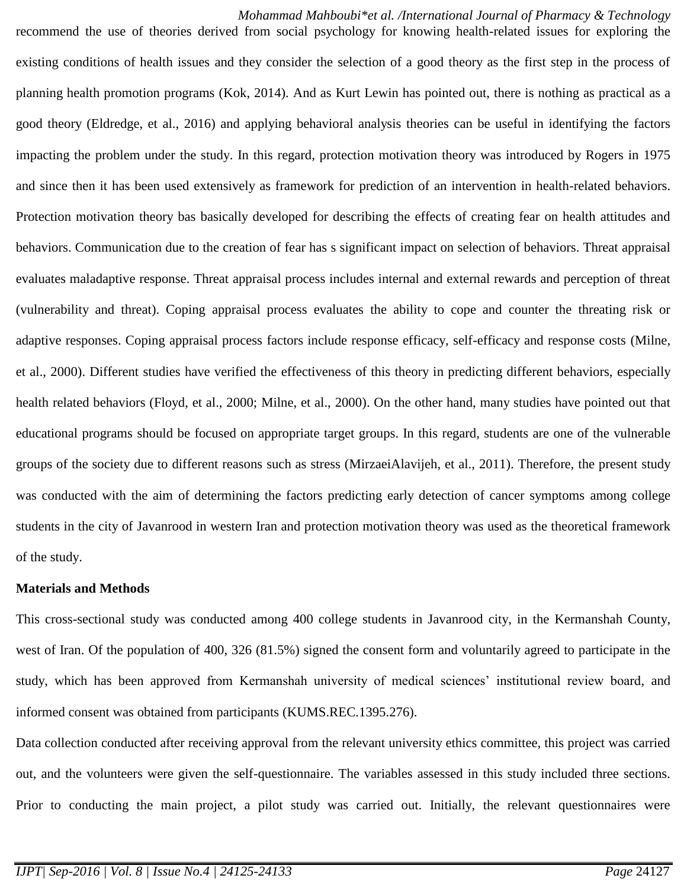recommend the use of theories derived from social psychology for knowing health-related issues for exploring the existing conditions of health issues and they consider the selection of a good theory as the first step in the process of planning health promotion programs (Kok, 2014). And as Kurt Lewin has pointed out, there is nothing as practical as a good theory (Eldredge, et al., 2016) and applying behavioral analysis theories can be useful in identifying the factors impacting the problem under the study. In this regard, protection motivation theory was introduced by Rogers in 1975 and since then it has been used extensively as framework for prediction of an intervention in health-related behaviors. Protection motivation theory bas basically developed for describing the effects of creating fear on health attitudes and behaviors. Communication due to the creation of fear has s significant impact on selection of behaviors. Threat appraisal evaluates maladaptive response. Threat appraisal process includes internal and external rewards and perception of threat (vulnerability and threat). Coping appraisal process evaluates the ability to cope and counter the threating risk or adaptive responses. Coping appraisal process factors include response efficacy, self-efficacy and response costs (Milne, et al., 2000). Different studies have verified the effectiveness of this theory in predicting different behaviors, especially health related behaviors (Floyd, et al., 2000; Milne, et al., 2000). On the other hand, many studies have pointed out that educational programs should be focused on appropriate target groups. In this regard, students are one of the vulnerable groups of the society due to different reasons such as stress (MirzaeiAlavijeh, et al., 2011). Therefore, the present study was conducted with the aim of determining the factors predicting early detection of cancer symptoms among college students in the city of Javanrood in western Iran and protection motivation theory was used as the theoretical framework of the study.

**Materials and Methods**

This cross-sectional study was conducted among 400 college students in Javanrood city, in the Kermanshah County, west of Iran. Of the population of 400, 326 (81.5%) signed the consent form and voluntarily agreed to participate in the study, which has been approved from Kermanshah university of medical sciences' institutional review board, and informed consent was obtained from participants (KUMS.REC.1395.276).

Data collection conducted after receiving approval from the relevant university ethics committee, this project was carried out, and the volunteers were given the self-questionnaire. The variables assessed in this study included three sections. Prior to conducting the main project, a pilot study was carried out. Initially, the relevant questionnaires were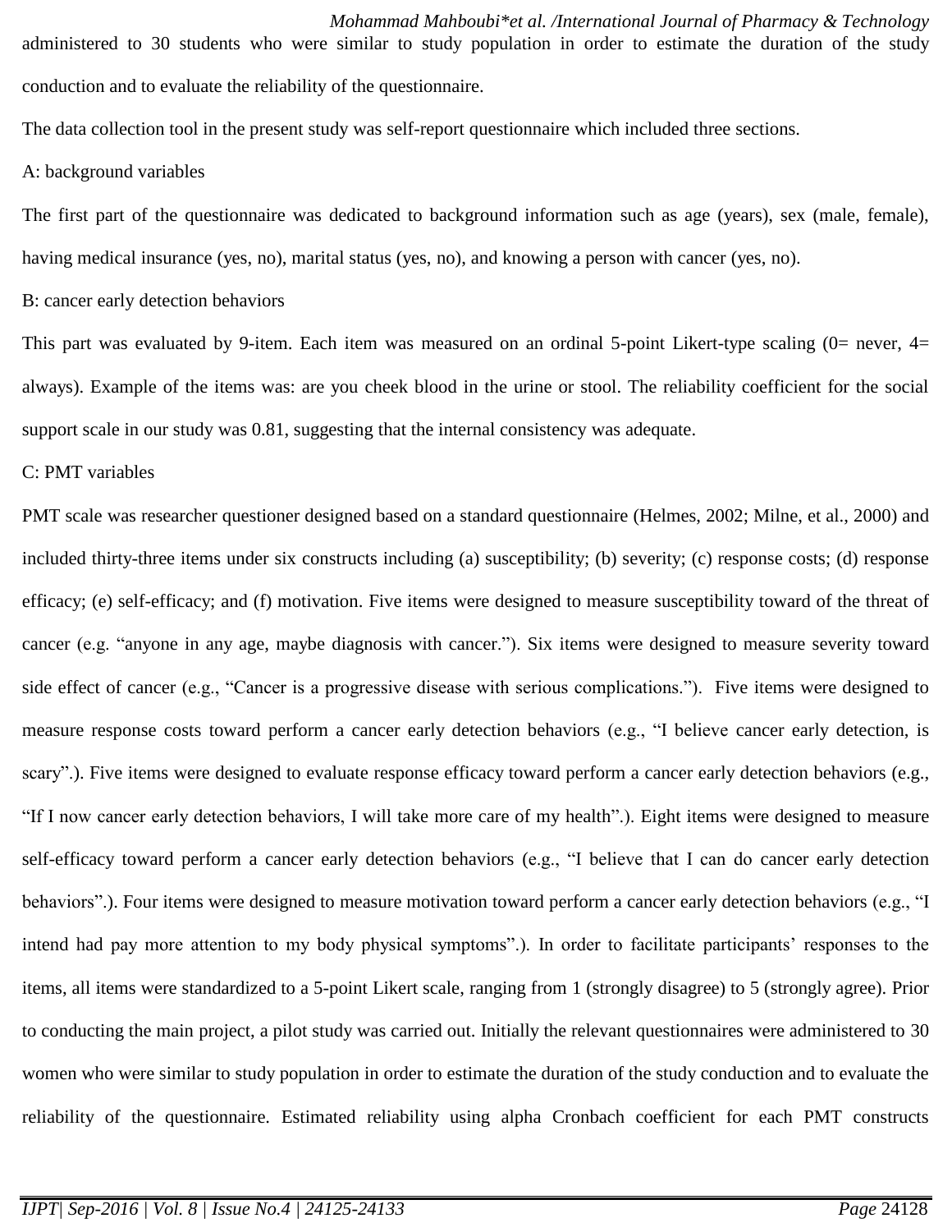administered to 30 students who were similar to study population in order to estimate the duration of the study conduction and to evaluate the reliability of the questionnaire.

The data collection tool in the present study was self-report questionnaire which included three sections.

A: background variables

The first part of the questionnaire was dedicated to background information such as age (years), sex (male, female), having medical insurance (yes, no), marital status (yes, no), and knowing a person with cancer (yes, no).

B: cancer early detection behaviors

This part was evaluated by 9-item. Each item was measured on an ordinal 5-point Likert-type scaling (0= never, 4= always). Example of the items was: are you cheek blood in the urine or stool. The reliability coefficient for the social support scale in our study was 0.81, suggesting that the internal consistency was adequate.

C: PMT variables

PMT scale was researcher questioner designed based on a standard questionnaire (Helmes, 2002; Milne, et al., 2000) and included thirty-three items under six constructs including (a) susceptibility; (b) severity; (c) response costs; (d) response efficacy; (e) self-efficacy; and (f) motivation. Five items were designed to measure susceptibility toward of the threat of cancer (e.g. "anyone in any age, maybe diagnosis with cancer."). Six items were designed to measure severity toward side effect of cancer (e.g., "Cancer is a progressive disease with serious complications."). Five items were designed to measure response costs toward perform a cancer early detection behaviors (e.g., "I believe cancer early detection, is scary".). Five items were designed to evaluate response efficacy toward perform a cancer early detection behaviors (e.g., "If I now cancer early detection behaviors, I will take more care of my health".). Eight items were designed to measure self-efficacy toward perform a cancer early detection behaviors (e.g., "I believe that I can do cancer early detection behaviors".). Four items were designed to measure motivation toward perform a cancer early detection behaviors (e.g., "I intend had pay more attention to my body physical symptoms".). In order to facilitate participants' responses to the items, all items were standardized to a 5-point Likert scale, ranging from 1 (strongly disagree) to 5 (strongly agree). Prior to conducting the main project, a pilot study was carried out. Initially the relevant questionnaires were administered to 30 women who were similar to study population in order to estimate the duration of the study conduction and to evaluate the reliability of the questionnaire. Estimated reliability using alpha Cronbach coefficient for each PMT constructs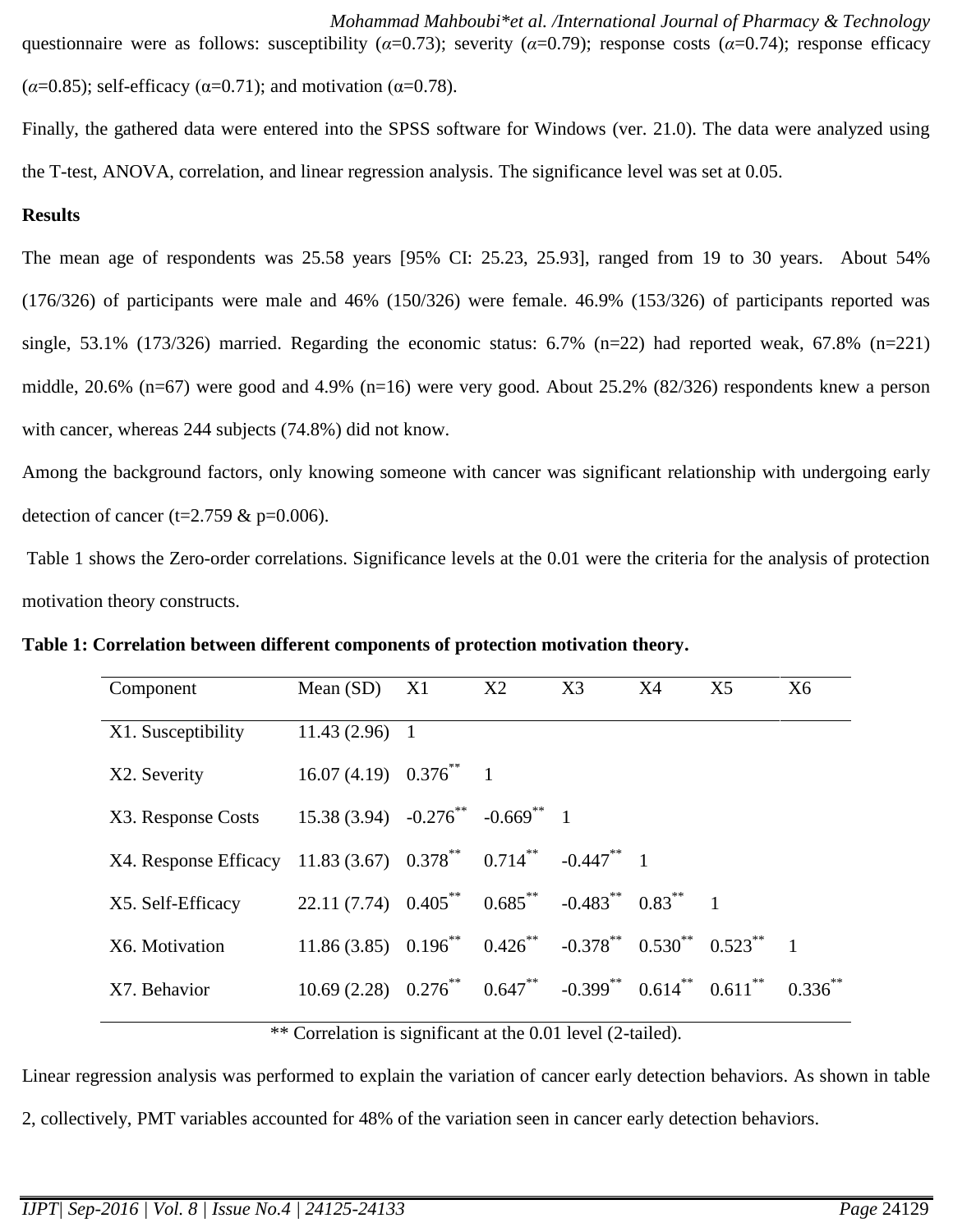questionnaire were as follows: susceptibility ($\alpha$=0.73); severity ($\alpha$=0.79); response costs ($\alpha$=0.74); response efficacy ($\alpha$=0.85); self-efficacy ($\alpha$=0.71); and motivation ($\alpha$=0.78).

Finally, the gathered data were entered into the SPSS software for Windows (ver. 21.0). The data were analyzed using the T-test, ANOVA, correlation, and linear regression analysis. The significance level was set at 0.05.

**Results**

The mean age of respondents was 25.58 years [95% CI: 25.23, 25.93], ranged from 19 to 30 years. About 54% (176/326) of participants were male and 46% (150/326) were female. 46.9% (153/326) of participants reported was single, 53.1% (173/326) married. Regarding the economic status: 6.7% (n=22) had reported weak, 67.8% (n=221) middle, 20.6% (n=67) were good and 4.9% (n=16) were very good. About 25.2% (82/326) respondents knew a person with cancer, whereas 244 subjects (74.8%) did not know.

Among the background factors, only knowing someone with cancer was significant relationship with undergoing early detection of cancer (t=2.759 & p=0.006).

Table 1 shows the Zero-order correlations. Significance levels at the 0.01 were the criteria for the analysis of protection motivation theory constructs.

**Table 1: Correlation between different components of protection motivation theory.**

| Component | Mean (SD) | X1 | X2 | X3 | X4 | X5 | X6 |
|---|---|---|---|---|---|---|---|
| X1. Susceptibility | 11.43 (2.96) | 1 | | | | | |
| X2. Severity | 16.07 (4.19) | 0.376** | 1 | | | | |
| X3. Response Costs | 15.38 (3.94) | -0.276** | -0.669** | 1 | | | |
| X4. Response Efficacy | 11.83 (3.67) | 0.378** | 0.714** | -0.447** | 1 | | |
| X5. Self-Efficacy | 22.11 (7.74) | 0.405** | 0.685** | -0.483** | 0.83** | 1 | |
| X6. Motivation | 11.86 (3.85) | 0.196** | 0.426** | -0.378** | 0.530** | 0.523** | 1 |
| X7. Behavior | 10.69 (2.28) | 0.276** | 0.647** | -0.399** | 0.614** | 0.611** | 0.336** |

** Correlation is significant at the 0.01 level (2-tailed).

Linear regression analysis was performed to explain the variation of cancer early detection behaviors. As shown in table 2, collectively, PMT variables accounted for 48% of the variation seen in cancer early detection behaviors.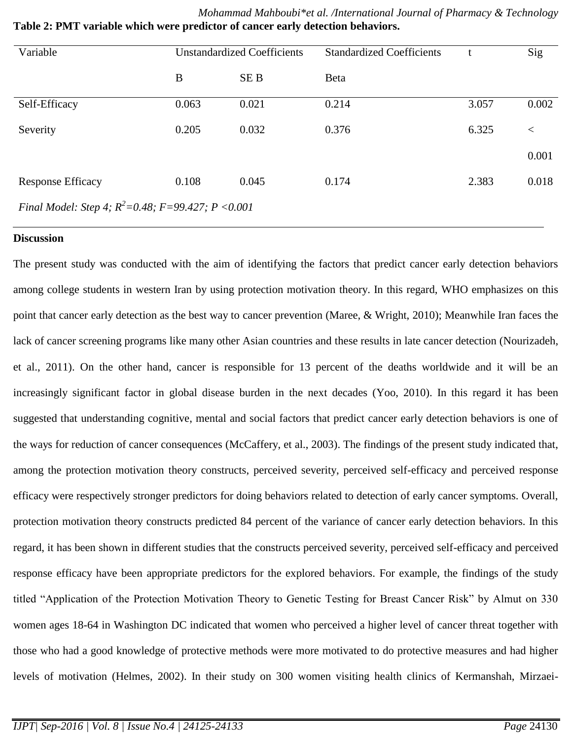**Table 2: PMT variable which were predictor of cancer early detection behaviors.**

| Variable | Unstandardized Coefficients | | Standardized Coefficients | t | Sig |
|---|---|---|---|---|---|
| | B | SE B | Beta | | |
| Self-Efficacy | 0.063 | 0.021 | 0.214 | 3.057 | 0.002 |
| Severity | 0.205 | 0.032 | 0.376 | 6.325 | < 0.001 |
| Response Efficacy | 0.108 | 0.045 | 0.174 | 2.383 | 0.018 |

*Final Model: Step 4; $R^2$=0.48; F=99.427; P <0.001*

**Discussion**

The present study was conducted with the aim of identifying the factors that predict cancer early detection behaviors among college students in western Iran by using protection motivation theory. In this regard, WHO emphasizes on this point that cancer early detection as the best way to cancer prevention (Maree, & Wright, 2010); Meanwhile Iran faces the lack of cancer screening programs like many other Asian countries and these results in late cancer detection (Nourizadeh, et al., 2011). On the other hand, cancer is responsible for 13 percent of the deaths worldwide and it will be an increasingly significant factor in global disease burden in the next decades (Yoo, 2010). In this regard it has been suggested that understanding cognitive, mental and social factors that predict cancer early detection behaviors is one of the ways for reduction of cancer consequences (McCaffery, et al., 2003). The findings of the present study indicated that, among the protection motivation theory constructs, perceived severity, perceived self-efficacy and perceived response efficacy were respectively stronger predictors for doing behaviors related to detection of early cancer symptoms. Overall, protection motivation theory constructs predicted 84 percent of the variance of cancer early detection behaviors. In this regard, it has been shown in different studies that the constructs perceived severity, perceived self-efficacy and perceived response efficacy have been appropriate predictors for the explored behaviors. For example, the findings of the study titled "Application of the Protection Motivation Theory to Genetic Testing for Breast Cancer Risk" by Almut on 330 women ages 18-64 in Washington DC indicated that women who perceived a higher level of cancer threat together with those who had a good knowledge of protective methods were more motivated to do protective measures and had higher levels of motivation (Helmes, 2002). In their study on 300 women visiting health clinics of Kermanshah, Mirzaei-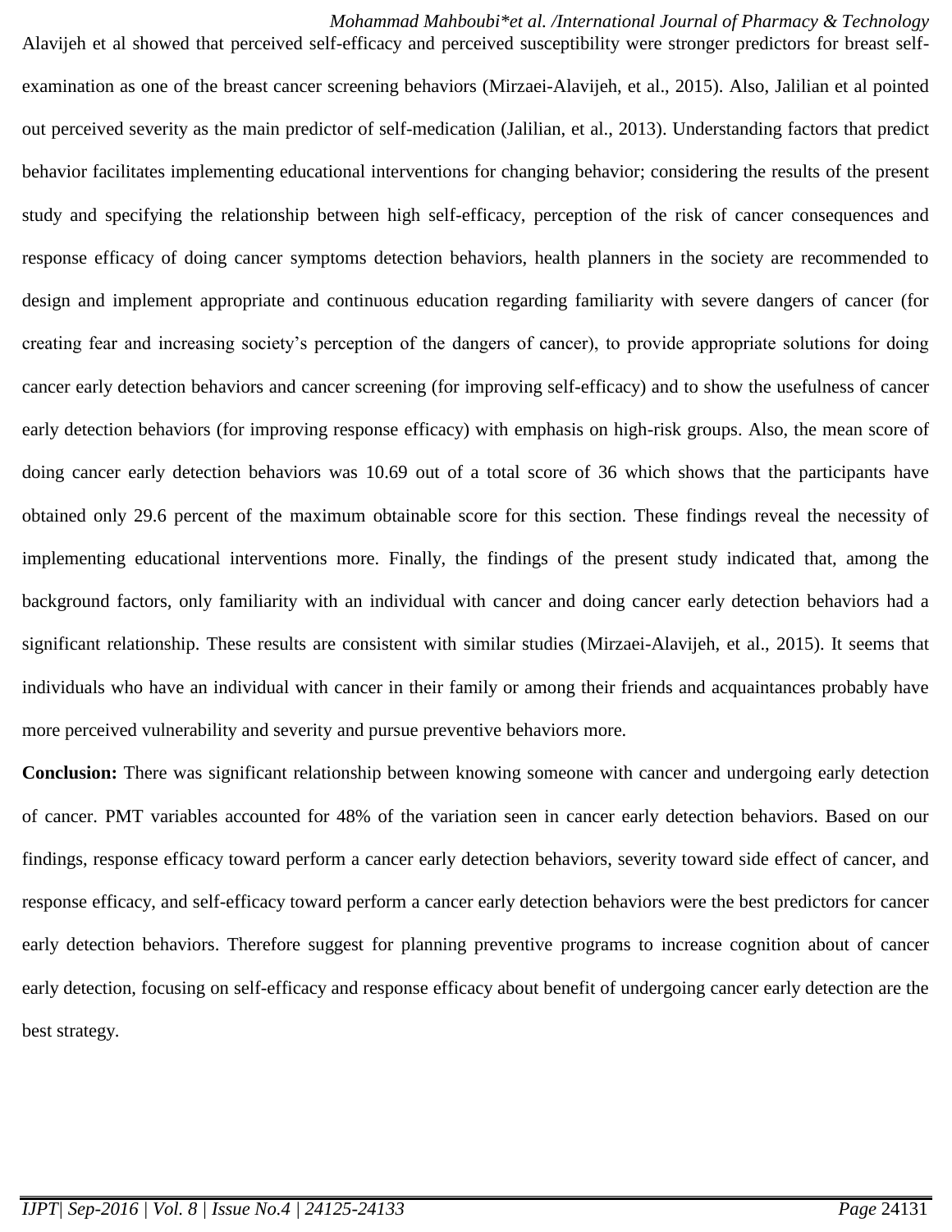Alavijeh et al showed that perceived self-efficacy and perceived susceptibility were stronger predictors for breast self-examination as one of the breast cancer screening behaviors (Mirzaei-Alavijeh, et al., 2015). Also, Jalilian et al pointed out perceived severity as the main predictor of self-medication (Jalilian, et al., 2013). Understanding factors that predict behavior facilitates implementing educational interventions for changing behavior; considering the results of the present study and specifying the relationship between high self-efficacy, perception of the risk of cancer consequences and response efficacy of doing cancer symptoms detection behaviors, health planners in the society are recommended to design and implement appropriate and continuous education regarding familiarity with severe dangers of cancer (for creating fear and increasing society's perception of the dangers of cancer), to provide appropriate solutions for doing cancer early detection behaviors and cancer screening (for improving self-efficacy) and to show the usefulness of cancer early detection behaviors (for improving response efficacy) with emphasis on high-risk groups. Also, the mean score of doing cancer early detection behaviors was 10.69 out of a total score of 36 which shows that the participants have obtained only 29.6 percent of the maximum obtainable score for this section. These findings reveal the necessity of implementing educational interventions more. Finally, the findings of the present study indicated that, among the background factors, only familiarity with an individual with cancer and doing cancer early detection behaviors had a significant relationship. These results are consistent with similar studies (Mirzaei-Alavijeh, et al., 2015). It seems that individuals who have an individual with cancer in their family or among their friends and acquaintances probably have more perceived vulnerability and severity and pursue preventive behaviors more.

**Conclusion:** There was significant relationship between knowing someone with cancer and undergoing early detection of cancer. PMT variables accounted for 48% of the variation seen in cancer early detection behaviors. Based on our findings, response efficacy toward perform a cancer early detection behaviors, severity toward side effect of cancer, and response efficacy, and self-efficacy toward perform a cancer early detection behaviors were the best predictors for cancer early detection behaviors. Therefore suggest for planning preventive programs to increase cognition about of cancer early detection, focusing on self-efficacy and response efficacy about benefit of undergoing cancer early detection are the best strategy.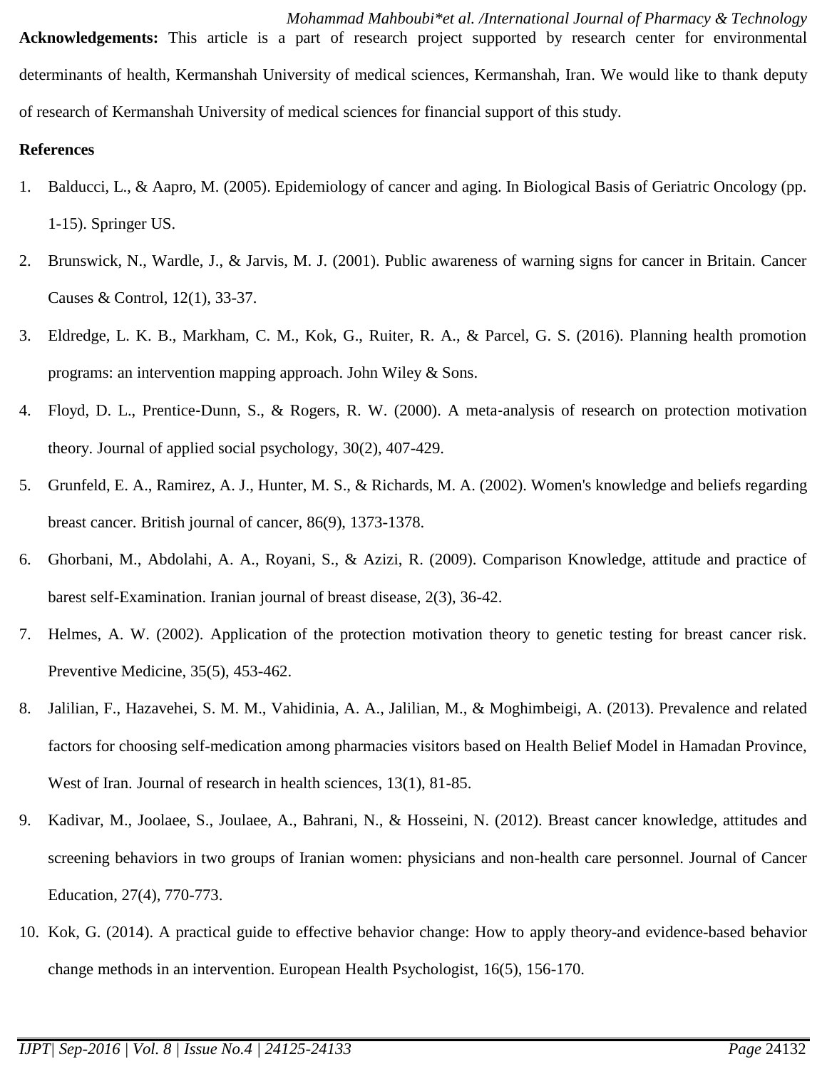**Acknowledgements:** This article is a part of research project supported by research center for environmental determinants of health, Kermanshah University of medical sciences, Kermanshah, Iran. We would like to thank deputy of research of Kermanshah University of medical sciences for financial support of this study.

**References**

1. Balducci, L., & Aapro, M. (2005). Epidemiology of cancer and aging. In Biological Basis of Geriatric Oncology (pp. 1-15). Springer US.
2. Brunswick, N., Wardle, J., & Jarvis, M. J. (2001). Public awareness of warning signs for cancer in Britain. Cancer Causes & Control, 12(1), 33-37.
3. Eldredge, L. K. B., Markham, C. M., Kok, G., Ruiter, R. A., & Parcel, G. S. (2016). Planning health promotion programs: an intervention mapping approach. John Wiley & Sons.
4. Floyd, D. L., Prentice-Dunn, S., & Rogers, R. W. (2000). A meta-analysis of research on protection motivation theory. Journal of applied social psychology, 30(2), 407-429.
5. Grunfeld, E. A., Ramirez, A. J., Hunter, M. S., & Richards, M. A. (2002). Women's knowledge and beliefs regarding breast cancer. British journal of cancer, 86(9), 1373-1378.
6. Ghorbani, M., Abdolahi, A. A., Royani, S., & Azizi, R. (2009). Comparison Knowledge, attitude and practice of barest self-Examination. Iranian journal of breast disease, 2(3), 36-42.
7. Helmes, A. W. (2002). Application of the protection motivation theory to genetic testing for breast cancer risk. Preventive Medicine, 35(5), 453-462.
8. Jalilian, F., Hazavehei, S. M. M., Vahidinia, A. A., Jalilian, M., & Moghimbeigi, A. (2013). Prevalence and related factors for choosing self-medication among pharmacies visitors based on Health Belief Model in Hamadan Province, West of Iran. Journal of research in health sciences, 13(1), 81-85.
9. Kadivar, M., Joolaee, S., Joulaee, A., Bahrani, N., & Hosseini, N. (2012). Breast cancer knowledge, attitudes and screening behaviors in two groups of Iranian women: physicians and non-health care personnel. Journal of Cancer Education, 27(4), 770-773.
10. Kok, G. (2014). A practical guide to effective behavior change: How to apply theory-and evidence-based behavior change methods in an intervention. European Health Psychologist, 16(5), 156-170.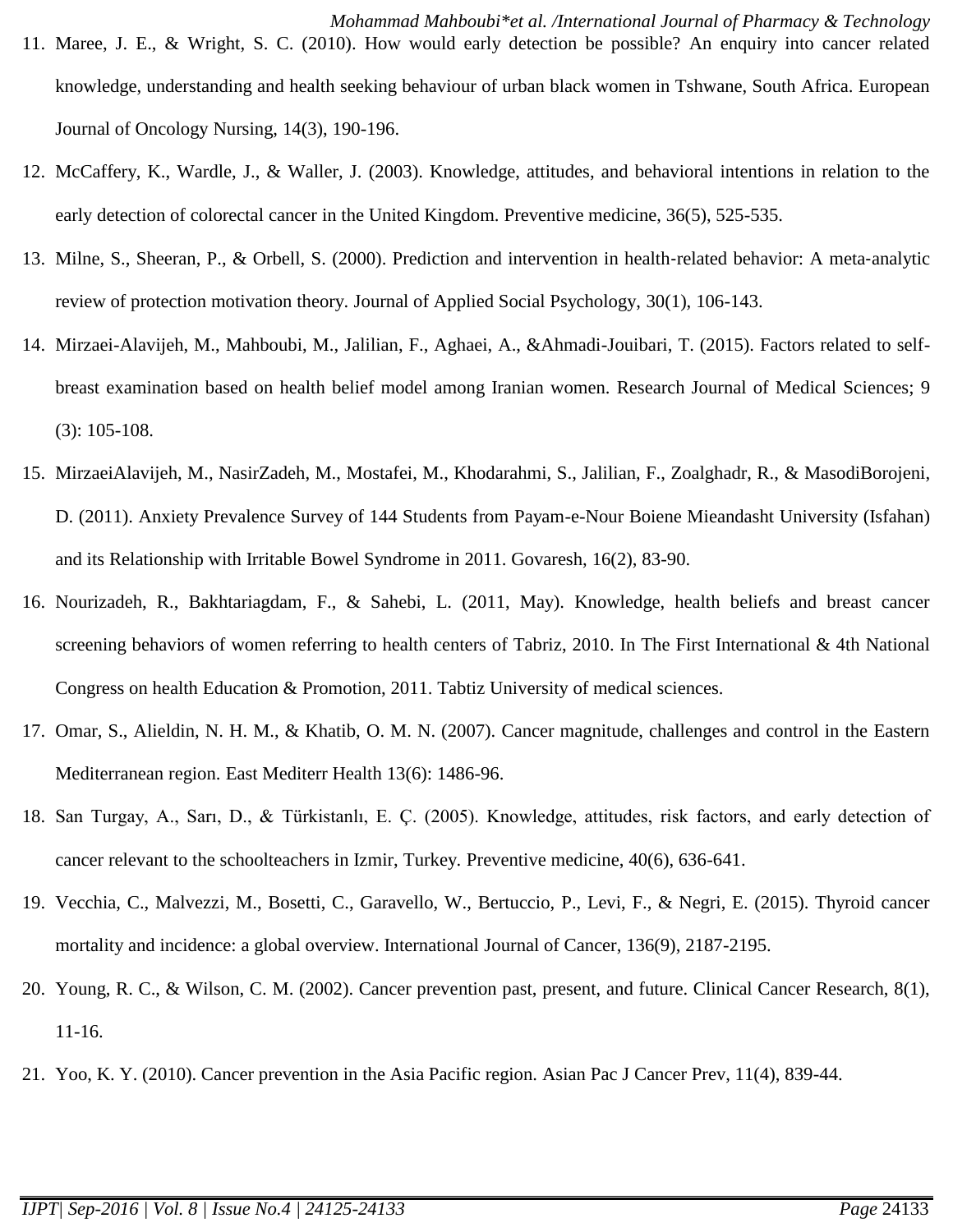11. Maree, J. E., & Wright, S. C. (2010). How would early detection be possible? An enquiry into cancer related knowledge, understanding and health seeking behaviour of urban black women in Tshwane, South Africa. European Journal of Oncology Nursing, 14(3), 190-196.
12. McCaffery, K., Wardle, J., & Waller, J. (2003). Knowledge, attitudes, and behavioral intentions in relation to the early detection of colorectal cancer in the United Kingdom. Preventive medicine, 36(5), 525-535.
13. Milne, S., Sheeran, P., & Orbell, S. (2000). Prediction and intervention in health-related behavior: A meta-analytic review of protection motivation theory. Journal of Applied Social Psychology, 30(1), 106-143.
14. Mirzaei-Alavijeh, M., Mahboubi, M., Jalilian, F., Aghaei, A., &Ahmadi-Jouibari, T. (2015). Factors related to self-breast examination based on health belief model among Iranian women. Research Journal of Medical Sciences; 9 (3): 105-108.
15. MirzaeiAlavijeh, M., NasirZadeh, M., Mostafei, M., Khodarahmi, S., Jalilian, F., Zoalghadr, R., & MasodiBorojeni, D. (2011). Anxiety Prevalence Survey of 144 Students from Payam-e-Nour Boiene Mieandasht University (Isfahan) and its Relationship with Irritable Bowel Syndrome in 2011. Govaresh, 16(2), 83-90.
16. Nourizadeh, R., Bakhtariagdam, F., & Sahebi, L. (2011, May). Knowledge, health beliefs and breast cancer screening behaviors of women referring to health centers of Tabriz, 2010. In The First International & 4th National Congress on health Education & Promotion, 2011. Tabtiz University of medical sciences.
17. Omar, S., Alieldin, N. H. M., & Khatib, O. M. N. (2007). Cancer magnitude, challenges and control in the Eastern Mediterranean region. East Mediterr Health 13(6): 1486-96.
18. San Turgay, A., Sarı, D., & Türkistanlı, E. Ç. (2005). Knowledge, attitudes, risk factors, and early detection of cancer relevant to the schoolteachers in Izmir, Turkey. Preventive medicine, 40(6), 636-641.
19. Vecchia, C., Malvezzi, M., Bosetti, C., Garavello, W., Bertuccio, P., Levi, F., & Negri, E. (2015). Thyroid cancer mortality and incidence: a global overview. International Journal of Cancer, 136(9), 2187-2195.
20. Young, R. C., & Wilson, C. M. (2002). Cancer prevention past, present, and future. Clinical Cancer Research, 8(1), 11-16.
21. Yoo, K. Y. (2010). Cancer prevention in the Asia Pacific region. Asian Pac J Cancer Prev, 11(4), 839-44.